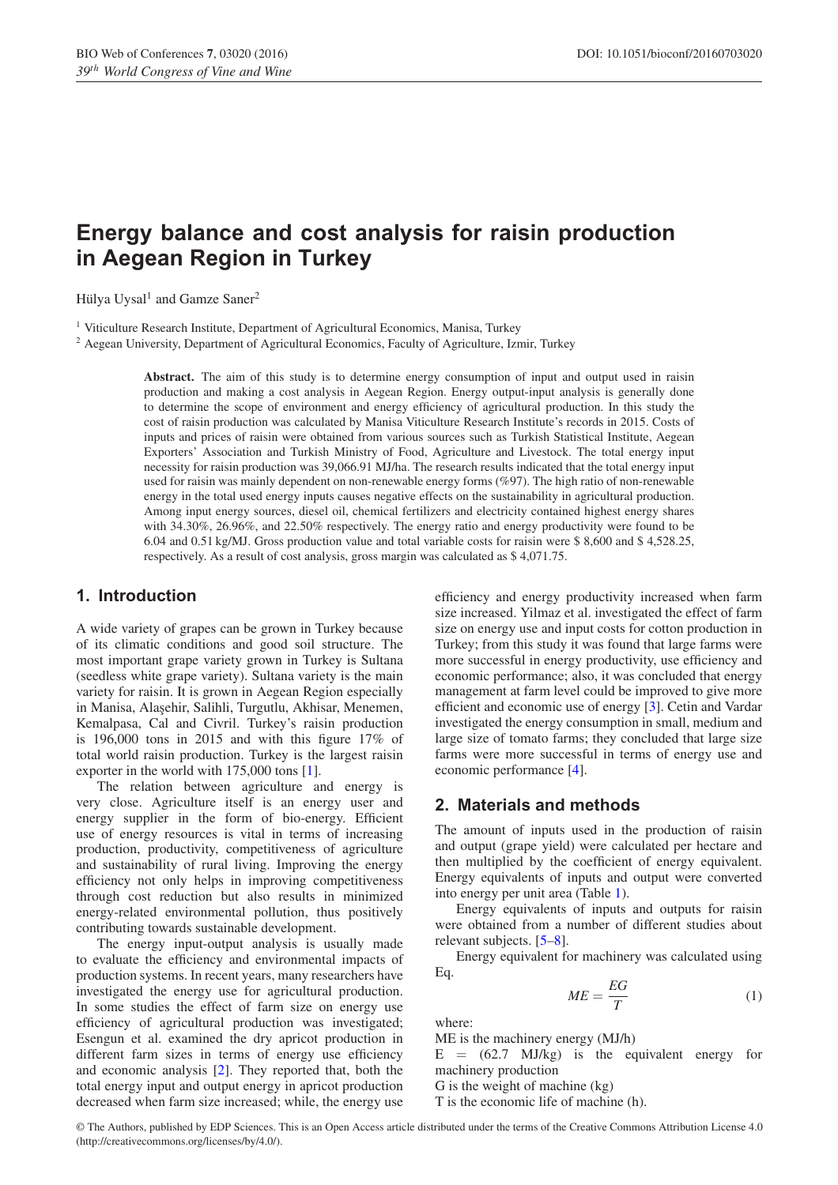# Energy balance and cost analysis for raisin production in Aegean Region in Turkey

Hülya Uysal[1] and Gamze Saner[2]

[1] Viticulture Research Institute, Department of Agricultural Economics, Manisa, Turkey
[2] Aegean University, Department of Agricultural Economics, Faculty of Agriculture, Izmir, Turkey

**Abstract.** The aim of this study is to determine energy consumption of input and output used in raisin production and making a cost analysis in Aegean Region. Energy output-input analysis is generally done to determine the scope of environment and energy efficiency of agricultural production. In this study the cost of raisin production was calculated by Manisa Viticulture Research Institute's records in 2015. Costs of inputs and prices of raisin were obtained from various sources such as Turkish Statistical Institute, Aegean Exporters' Association and Turkish Ministry of Food, Agriculture and Livestock. The total energy input necessity for raisin production was 39,066.91 MJ/ha. The research results indicated that the total energy input used for raisin was mainly dependent on non-renewable energy forms (%97). The high ratio of non-renewable energy in the total used energy inputs causes negative effects on the sustainability in agricultural production. Among input energy sources, diesel oil, chemical fertilizers and electricity contained highest energy shares with 34.30%, 26.96%, and 22.50% respectively. The energy ratio and energy productivity were found to be 6.04 and 0.51 kg/MJ. Gross production value and total variable costs for raisin were $ 8,600 and $ 4,528.25, respectively. As a result of cost analysis, gross margin was calculated as $ 4,071.75.

## 1. Introduction

A wide variety of grapes can be grown in Turkey because of its climatic conditions and good soil structure. The most important grape variety grown in Turkey is Sultana (seedless white grape variety). Sultana variety is the main variety for raisin. It is grown in Aegean Region especially in Manisa, Alaşehir, Salihli, Turgutlu, Akhisar, Menemen, Kemalpasa, Cal and Civril. Turkey's raisin production is 196,000 tons in 2015 and with this figure 17% of total world raisin production. Turkey is the largest raisin exporter in the world with 175,000 tons [1].

The relation between agriculture and energy is very close. Agriculture itself is an energy user and energy supplier in the form of bio-energy. Efficient use of energy resources is vital in terms of increasing production, productivity, competitiveness of agriculture and sustainability of rural living. Improving the energy efficiency not only helps in improving competitiveness through cost reduction but also results in minimized energy-related environmental pollution, thus positively contributing towards sustainable development.

The energy input-output analysis is usually made to evaluate the efficiency and environmental impacts of production systems. In recent years, many researchers have investigated the energy use for agricultural production. In some studies the effect of farm size on energy use efficiency of agricultural production was investigated; Esengun et al. examined the dry apricot production in different farm sizes in terms of energy use efficiency and economic analysis [2]. They reported that, both the total energy input and output energy in apricot production decreased when farm size increased; while, the energy use efficiency and energy productivity increased when farm size increased. Yilmaz et al. investigated the effect of farm size on energy use and input costs for cotton production in Turkey; from this study it was found that large farms were more successful in energy productivity, use efficiency and economic performance; also, it was concluded that energy management at farm level could be improved to give more efficient and economic use of energy [3]. Cetin and Vardar investigated the energy consumption in small, medium and large size of tomato farms; they concluded that large size farms were more successful in terms of energy use and economic performance [4].

## 2. Materials and methods

The amount of inputs used in the production of raisin and output (grape yield) were calculated per hectare and then multiplied by the coefficient of energy equivalent. Energy equivalents of inputs and output were converted into energy per unit area (Table 1).

Energy equivalents of inputs and outputs for raisin were obtained from a number of different studies about relevant subjects. [5–8].

Energy equivalent for machinery was calculated using Eq.

$$ME = \frac{EG}{T} \tag{1}$$

where:

ME is the machinery energy (MJ/h)

E = (62.7 MJ/kg) is the equivalent energy for machinery production

G is the weight of machine (kg)

T is the economic life of machine (h).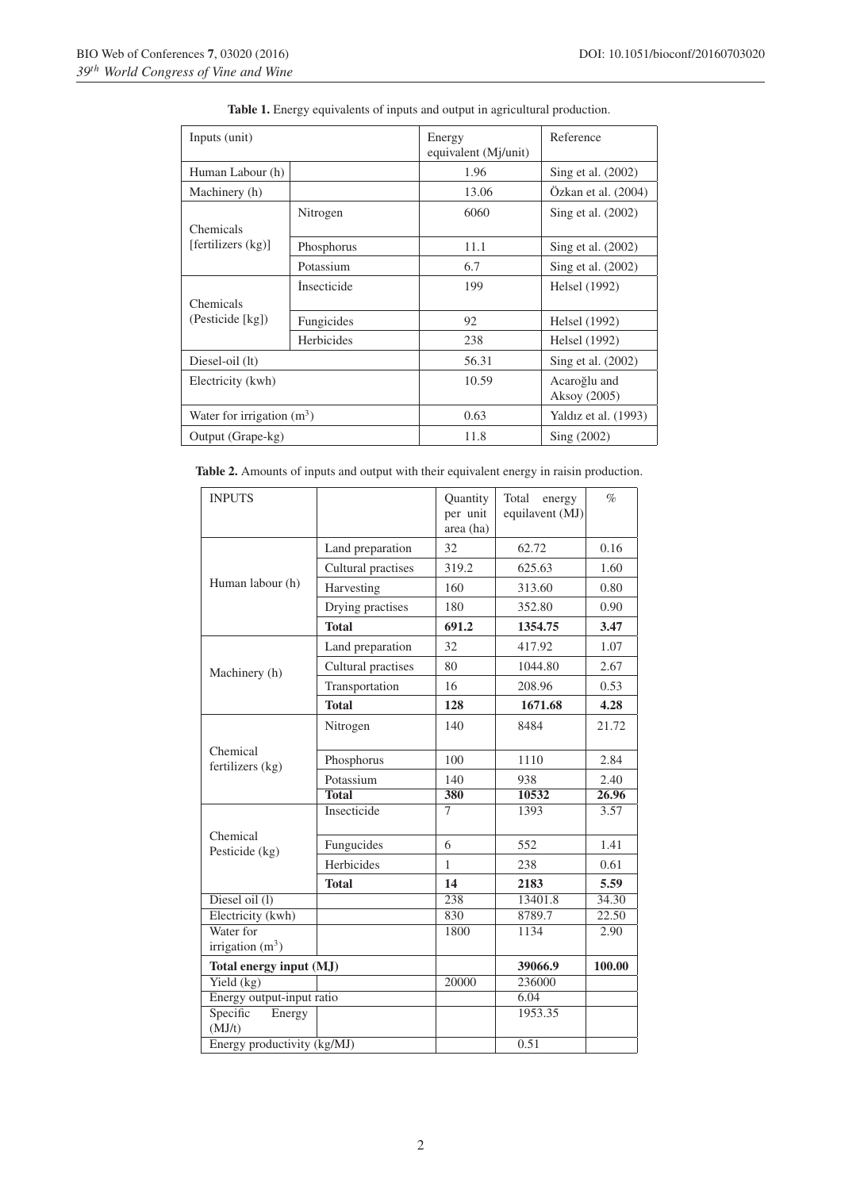**Table 1.** Energy equivalents of inputs and output in agricultural production.

| Inputs (unit) | | Energy equivalent (Mj/unit) | Reference |
|---|---|---|---|
| Human Labour (h) | | 1.96 | Sing et al. (2002) |
| Machinery (h) | | 13.06 | Özkan et al. (2004) |
| Chemicals [fertilizers (kg)] | Nitrogen | 6060 | Sing et al. (2002) |
| | Phosphorus | 11.1 | Sing et al. (2002) |
| | Potassium | 6.7 | Sing et al. (2002) |
| Chemicals (Pesticide [kg]) | İnsecticide | 199 | Helsel (1992) |
| | Fungicides | 92 | Helsel (1992) |
| | Herbicides | 238 | Helsel (1992) |
| Diesel-oil (lt) | | 56.31 | Sing et al. (2002) |
| Electricity (kwh) | | 10.59 | Acaroğlu and Aksoy (2005) |
| Water for irrigation ($m^3$) | | 0.63 | Yaldız et al. (1993) |
| Output (Grape-kg) | | 11.8 | Sing (2002) |

**Table 2.** Amounts of inputs and output with their equivalent energy in raisin production.

| INPUTS | | Quantity per unit area (ha) | Total energy equilavent (MJ) | % |
|---|---|---|---|---|
| Human labour (h) | Land preparation | 32 | 62.72 | 0.16 |
| | Cultural practises | 319.2 | 625.63 | 1.60 |
| | Harvesting | 160 | 313.60 | 0.80 |
| | Drying practises | 180 | 352.80 | 0.90 |
| | **Total** | **691.2** | **1354.75** | **3.47** |
| Machinery (h) | Land preparation | 32 | 417.92 | 1.07 |
| | Cultural practises | 80 | 1044.80 | 2.67 |
| | Transportation | 16 | 208.96 | 0.53 |
| | **Total** | **128** | **1671.68** | **4.28** |
| Chemical fertilizers (kg) | Nitrogen | 140 | 8484 | 21.72 |
| | Phosphorus | 100 | 1110 | 2.84 |
| | Potassium | 140 | 938 | 2.40 |
| | **Total** | **380** | **10532** | **26.96** |
| Chemical Pesticide (kg) | Insecticide | 7 | 1393 | 3.57 |
| | Fungucides | 6 | 552 | 1.41 |
| | Herbicides | 1 | 238 | 0.61 |
| | **Total** | **14** | **2183** | **5.59** |
| Diesel oil (l) | | 238 | 13401.8 | 34.30 |
| Electricity (kwh) | | 830 | 8789.7 | 22.50 |
| Water for irrigation ($m^3$) | | 1800 | 1134 | 2.90 |
| **Total energy input (MJ)** | | | **39066.9** | **100.00** |
| Yield (kg) | | 20000 | 236000 | |
| Energy output-input ratio | | | 6.04 | |
| Specific Energy (MJ/t) | | | 1953.35 | |
| Energy productivity (kg/MJ) | | | 0.51 | |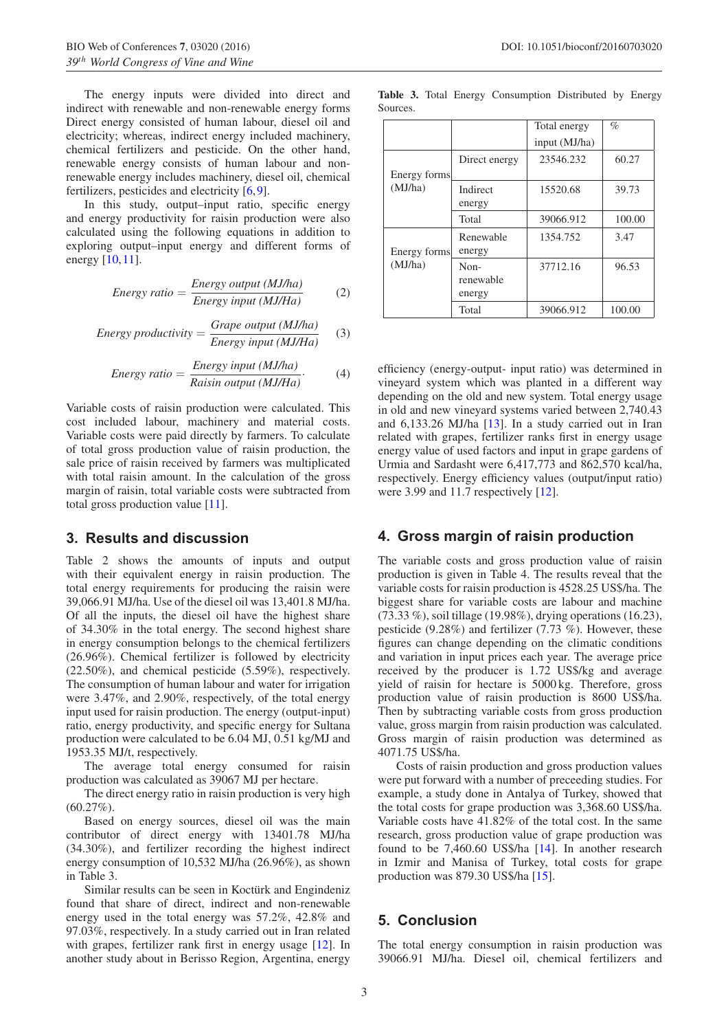The energy inputs were divided into direct and indirect with renewable and non-renewable energy forms Direct energy consisted of human labour, diesel oil and electricity; whereas, indirect energy included machinery, chemical fertilizers and pesticide. On the other hand, renewable energy consists of human labour and non-renewable energy includes machinery, diesel oil, chemical fertilizers, pesticides and electricity [6, 9].

In this study, output–input ratio, specific energy and energy productivity for raisin production were also calculated using the following equations in addition to exploring output–input energy and different forms of energy [10, 11].

$$Energy\ ratio = \frac{Energy\ output\ (MJ/ha)}{Energy\ input\ (MJ/Ha)} \quad (2)$$

$$Energy\ productivity = \frac{Grape\ output\ (MJ/ha)}{Energy\ input\ (MJ/Ha)} \quad (3)$$

$$Energy\ ratio = \frac{Energy\ input\ (MJ/ha)}{Raisin\ output\ (MJ/Ha)}. \quad (4)$$

Variable costs of raisin production were calculated. This cost included labour, machinery and material costs. Variable costs were paid directly by farmers. To calculate of total gross production value of raisin production, the sale price of raisin received by farmers was multiplicated with total raisin amount. In the calculation of the gross margin of raisin, total variable costs were subtracted from total gross production value [11].

## 3. Results and discussion

Table 2 shows the amounts of inputs and output with their equivalent energy in raisin production. The total energy requirements for producing the raisin were 39,066.91 MJ/ha. Use of the diesel oil was 13,401.8 MJ/ha. Of all the inputs, the diesel oil have the highest share of 34.30% in the total energy. The second highest share in energy consumption belongs to the chemical fertilizers (26.96%). Chemical fertilizer is followed by electricity (22.50%), and chemical pesticide (5.59%), respectively. The consumption of human labour and water for irrigation were 3.47%, and 2.90%, respectively, of the total energy input used for raisin production. The energy (output-input) ratio, energy productivity, and specific energy for Sultana production were calculated to be 6.04 MJ, 0.51 kg/MJ and 1953.35 MJ/t, respectively.

The average total energy consumed for raisin production was calculated as 39067 MJ per hectare.

The direct energy ratio in raisin production is very high (60.27%).

Based on energy sources, diesel oil was the main contributor of direct energy with 13401.78 MJ/ha (34.30%), and fertilizer recording the highest indirect energy consumption of 10,532 MJ/ha (26.96%), as shown in Table 3.

Similar results can be seen in Koctürk and Engindeniz found that share of direct, indirect and non-renewable energy used in the total energy was 57.2%, 42.8% and 97.03%, respectively. In a study carried out in Iran related with grapes, fertilizer rank first in energy usage [12]. In another study about in Berisso Region, Argentina, energy efficiency (energy-output- input ratio) was determined in vineyard system which was planted in a different way depending on the old and new system. Total energy usage in old and new vineyard systems varied between 2,740.43 and 6,133.26 MJ/ha [13]. In a study carried out in Iran related with grapes, fertilizer ranks first in energy usage energy value of used factors and input in grape gardens of Urmia and Sardasht were 6,417,773 and 862,570 kcal/ha, respectively. Energy efficiency values (output/input ratio) were 3.99 and 11.7 respectively [12].

**Table 3.** Total Energy Consumption Distributed by Energy Sources.

| | | Total energy input (MJ/ha) | % |
|---|---|---|---|
| Energy forms (MJ/ha) | Direct energy | 23546.232 | 60.27 |
| | Indirect energy | 15520.68 | 39.73 |
| | Total | 39066.912 | 100.00 |
| Energy forms (MJ/ha) | Renewable energy | 1354.752 | 3.47 |
| | Non-renewable energy | 37712.16 | 96.53 |
| | Total | 39066.912 | 100.00 |

## 4. Gross margin of raisin production

The variable costs and gross production value of raisin production is given in Table 4. The results reveal that the variable costs for raisin production is 4528.25 US$/ha. The biggest share for variable costs are labour and machine (73.33 %), soil tillage (19.98%), drying operations (16.23), pesticide (9.28%) and fertilizer (7.73 %). However, these figures can change depending on the climatic conditions and variation in input prices each year. The average price received by the producer is 1.72 US$/kg and average yield of raisin for hectare is 5000 kg. Therefore, gross production value of raisin production is 8600 US$/ha. Then by subtracting variable costs from gross production value, gross margin from raisin production was calculated. Gross margin of raisin production was determined as 4071.75 US$/ha.

Costs of raisin production and gross production values were put forward with a number of preceeding studies. For example, a study done in Antalya of Turkey, showed that the total costs for grape production was 3,368.60 US$/ha. Variable costs have 41.82% of the total cost. In the same research, gross production value of grape production was found to be 7,460.60 US$/ha [14]. In another research in Izmir and Manisa of Turkey, total costs for grape production was 879.30 US$/ha [15].

## 5. Conclusion

The total energy consumption in raisin production was 39066.91 MJ/ha. Diesel oil, chemical fertilizers and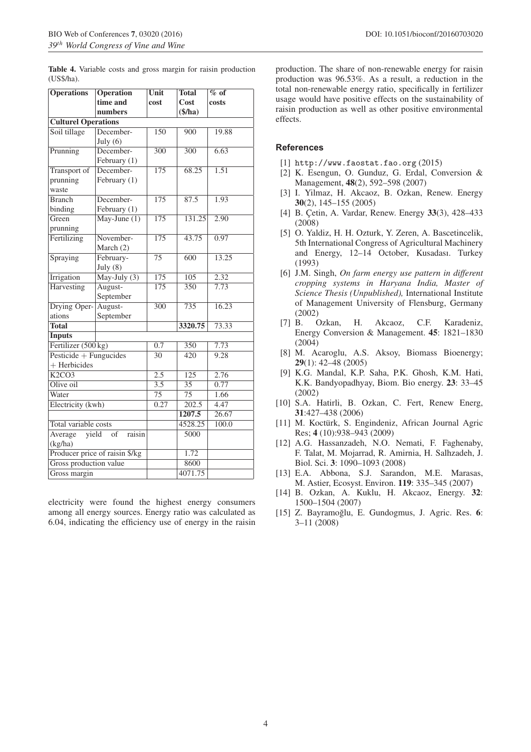**Table 4.** Variable costs and gross margin for raisin production (US$/ha).

| Operations | Operation time and numbers | Unit cost | Total Cost ($/ha) | % of costs |
|---|---|---|---|---|
| **Culturel Operations** | | | | |
| Soil tillage | December-July (6) | 150 | 900 | 19.88 |
| Prunning | December-February (1) | 300 | 300 | 6.63 |
| Transport of prunning waste | December-February (1) | 175 | 68.25 | 1.51 |
| Branch binding | December-February (1) | 175 | 87.5 | 1.93 |
| Green prunning | May-June (1) | 175 | 131.25 | 2.90 |
| Fertilizing | November-March (2) | 175 | 43.75 | 0.97 |
| Spraying | February-July (8) | 75 | 600 | 13.25 |
| Irrigation | May-July (3) | 175 | 105 | 2.32 |
| Harvesting | August-September | 175 | 350 | 7.73 |
| Drying Operations | August-September | 300 | 735 | 16.23 |
| **Total** | | | **3320.75** | 73.33 |
| **Inputs** | | | | |
| Fertilizer (500 kg) | | 0.7 | 350 | 7.73 |
| Pesticide + Fungucides + Herbicides | | 30 | 420 | 9.28 |
| $K_2CO_3$ | | 2.5 | 125 | 2.76 |
| Olive oil | | 3.5 | 35 | 0.77 |
| Water | | 75 | 75 | 1.66 |
| Electricity (kwh) | | 0.27 | 202.5 | 4.47 |
| | | | **1207.5** | 26.67 |
| Total variable costs | | | 4528.25 | 100.0 |
| Average yield of raisin (kg/ha) | | | 5000 | |
| Producer price of raisin $/kg | | | 1.72 | |
| Gross production value | | | 8600 | |
| Gross margin | | | 4071.75 | |

electricity were found the highest energy consumers among all energy sources. Energy ratio was calculated as 6.04, indicating the efficiency use of energy in the raisin production. The share of non-renewable energy for raisin production was 96.53%. As a result, a reduction in the total non-renewable energy ratio, specifically in fertilizer usage would have positive effects on the sustainability of raisin production as well as other positive environmental effects.

## References

[1] http://www.faostat.fao.org (2015)

[2] K. Esengun, O. Gunduz, G. Erdal, Conversion & Management, **48**(2), 592–598 (2007)

[3] I. Yilmaz, H. Akcaoz, B. Ozkan, Renew. Energy **30**(2), 145–155 (2005)

[4] B. Çetin, A. Vardar, Renew. Energy **33**(3), 428–433 (2008)

[5] O. Yaldiz, H. H. Ozturk, Y. Zeren, A. Bascetincelik, 5th International Congress of Agricultural Machinery and Energy, 12–14 October, Kusadası. Turkey (1993)

[6] J.M. Singh, *On farm energy use pattern in different cropping systems in Haryana India, Master of Science Thesis (Unpublished),* International Institute of Management University of Flensburg, Germany (2002)

[7] B. Ozkan, H. Akcaoz, C.F. Karadeniz, Energy Conversion & Management. **45**: 1821–1830 (2004)

[8] M. Acaroglu, A.S. Aksoy, Biomass Bioenergy; **29**(1): 42–48 (2005)

[9] K.G. Mandal, K.P. Saha, P.K. Ghosh, K.M. Hati, K.K. Bandyopadhyay, Biom. Bio energy. **23**: 33–45 (2002)

[10] S.A. Hatirli, B. Ozkan, C. Fert, Renew Energ, **31**:427–438 (2006)

[11] M. Koctürk, S. Engindeniz, African Journal Agric Res; **4** (10):938–943 (2009)

[12] A.G. Hassanzadeh, N.O. Nemati, F. Faghenaby, F. Talat, M. Mojarrad, R. Amirnia, H. Salhzadeh, J. Biol. Sci. **3**: 1090–1093 (2008)

[13] E.A. Abbona, S.J. Sarandon, M.E. Marasas, M. Astier, Ecosyst. Environ. **119**: 335–345 (2007)

[14] B. Ozkan, A. Kuklu, H. Akcaoz, Energy. **32**: 1500–1504 (2007)

[15] Z. Bayramoğlu, E. Gundogmus, J. Agric. Res. **6**: 3–11 (2008)